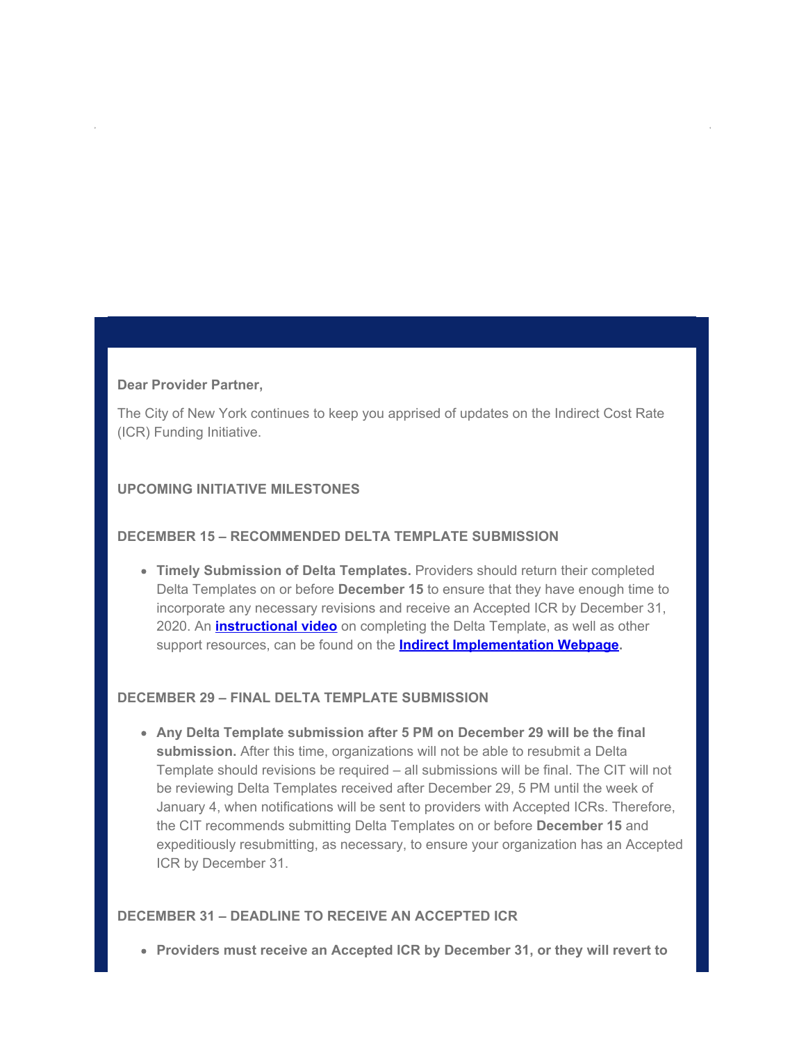**Dear Provider Partner,**

The City of New York continues to keep you apprised of updates on the Indirect Cost Rate (ICR) Funding Initiative.

**UPCOMING INITIATIVE MILESTONES**

**DECEMBER 15 – RECOMMENDED DELTA TEMPLATE SUBMISSION**

- **Timely Submission of Delta Templates.** Providers should return their completed Delta Templates on or before **December 15** to ensure that they have enough time to incorporate any necessary revisions and receive an Accepted ICR by December 31, 2020. An **instructional video** on completing the Delta Template, as well as other support resources, can be found on the **Indirect Implementation Webpage**.

**DECEMBER 29 – FINAL DELTA TEMPLATE SUBMISSION**

- **Any Delta Template submission after 5 PM on December 29 will be the final submission.** After this time, organizations will not be able to resubmit a Delta Template should revisions be required – all submissions will be final. The CIT will not be reviewing Delta Templates received after December 29, 5 PM until the week of January 4, when notifications will be sent to providers with Accepted ICRs. Therefore, the CIT recommends submitting Delta Templates on or before **December 15** and expeditiously resubmitting, as necessary, to ensure your organization has an Accepted ICR by December 31.

**DECEMBER 31 – DEADLINE TO RECEIVE AN ACCEPTED ICR**

- **Providers must receive an Accepted ICR by December 31, or they will revert to**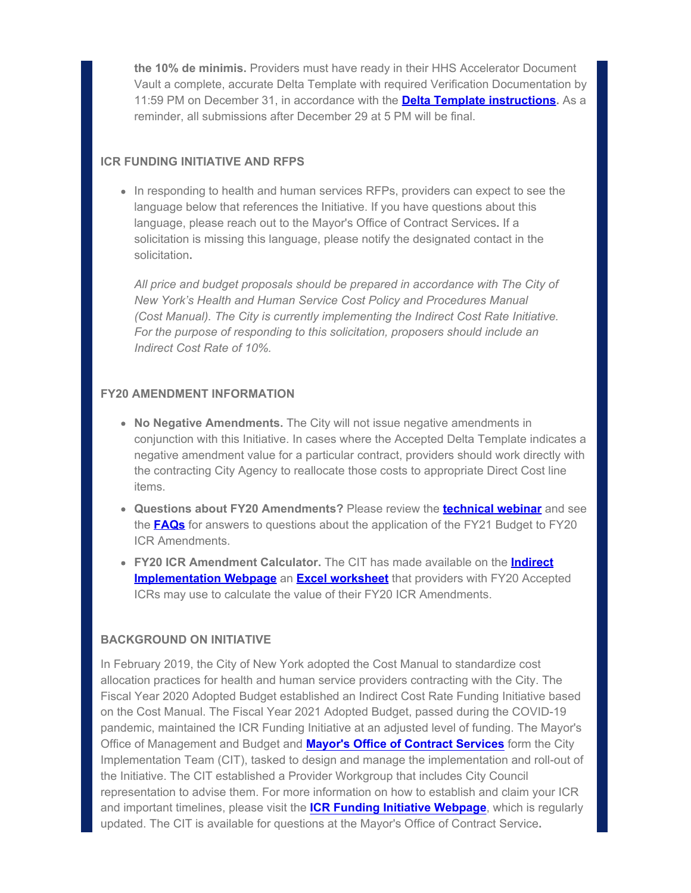**the 10% de minimis.** Providers must have ready in their HHS Accelerator Document Vault a complete, accurate Delta Template with required Verification Documentation by 11:59 PM on December 31, in accordance with the **Delta Template instructions**. As a reminder, all submissions after December 29 at 5 PM will be final.

### ICR FUNDING INITIATIVE AND RFPS

- In responding to health and human services RFPs, providers can expect to see the language below that references the Initiative. If you have questions about this language, please reach out to the Mayor's Office of Contract Services**.** If a solicitation is missing this language, please notify the designated contact in the solicitation**.**

  *All price and budget proposals should be prepared in accordance with The City of New York's Health and Human Service Cost Policy and Procedures Manual (Cost Manual). The City is currently implementing the Indirect Cost Rate Initiative. For the purpose of responding to this solicitation, proposers should include an Indirect Cost Rate of 10%.*

### FY20 AMENDMENT INFORMATION

- **No Negative Amendments.** The City will not issue negative amendments in conjunction with this Initiative. In cases where the Accepted Delta Template indicates a negative amendment value for a particular contract, providers should work directly with the contracting City Agency to reallocate those costs to appropriate Direct Cost line items.
- **Questions about FY20 Amendments?** Please review the **technical webinar** and see the **FAQs** for answers to questions about the application of the FY21 Budget to FY20 ICR Amendments.
- **FY20 ICR Amendment Calculator.** The CIT has made available on the **Indirect Implementation Webpage** an **Excel worksheet** that providers with FY20 Accepted ICRs may use to calculate the value of their FY20 ICR Amendments.

### BACKGROUND ON INITIATIVE

In February 2019, the City of New York adopted the Cost Manual to standardize cost allocation practices for health and human service providers contracting with the City. The Fiscal Year 2020 Adopted Budget established an Indirect Cost Rate Funding Initiative based on the Cost Manual. The Fiscal Year 2021 Adopted Budget, passed during the COVID-19 pandemic, maintained the ICR Funding Initiative at an adjusted level of funding. The Mayor's Office of Management and Budget and **Mayor's Office of Contract Services** form the City Implementation Team (CIT), tasked to design and manage the implementation and roll-out of the Initiative. The CIT established a Provider Workgroup that includes City Council representation to advise them. For more information on how to establish and claim your ICR and important timelines, please visit the **ICR Funding Initiative Webpage**, which is regularly updated. The CIT is available for questions at the Mayor's Office of Contract Service**.**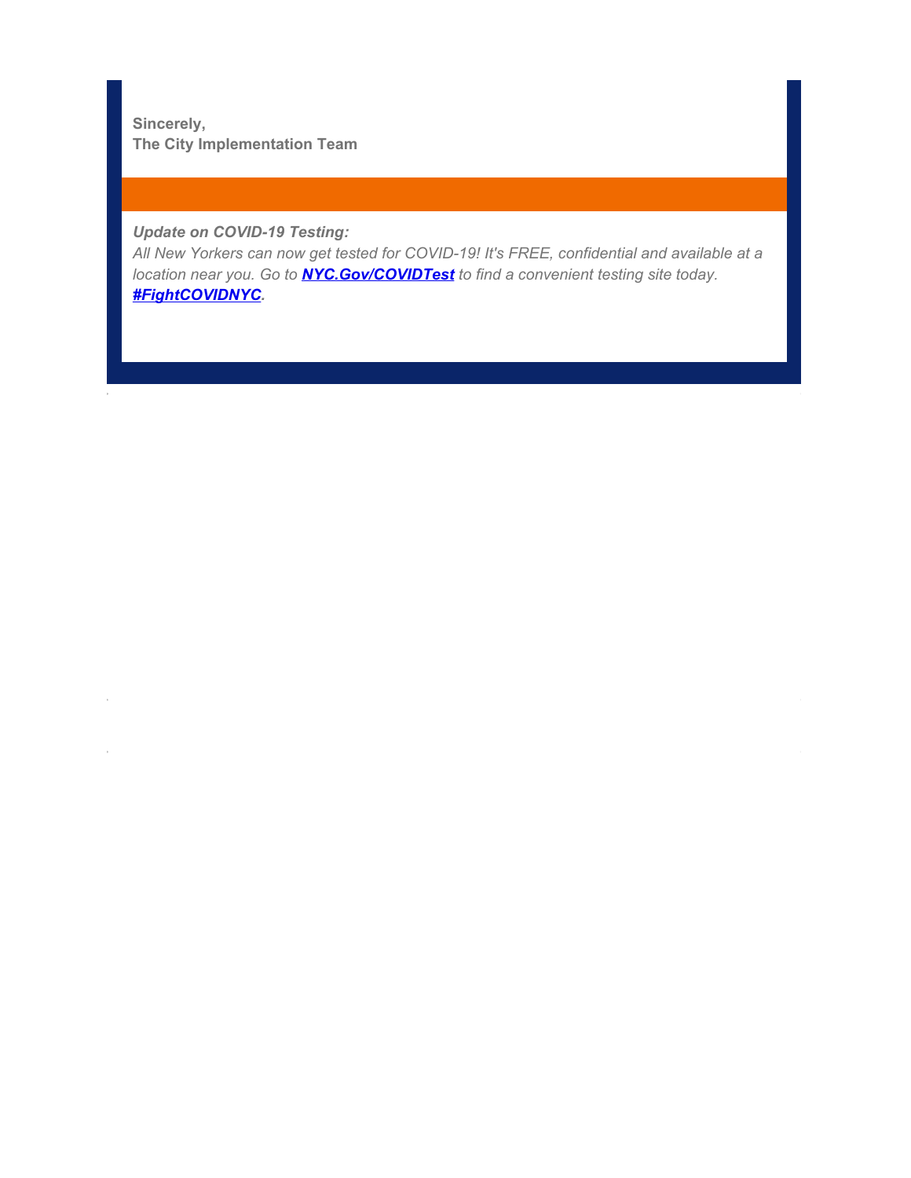**Sincerely,**
**The City Implementation Team**

***Update on COVID-19 Testing:***
*All New Yorkers can now get tested for COVID-19! It's FREE, confidential and available at a location near you. Go to* ***NYC.Gov/COVIDTest*** *to find a convenient testing site today.* ***#FightCOVIDNYC****.*